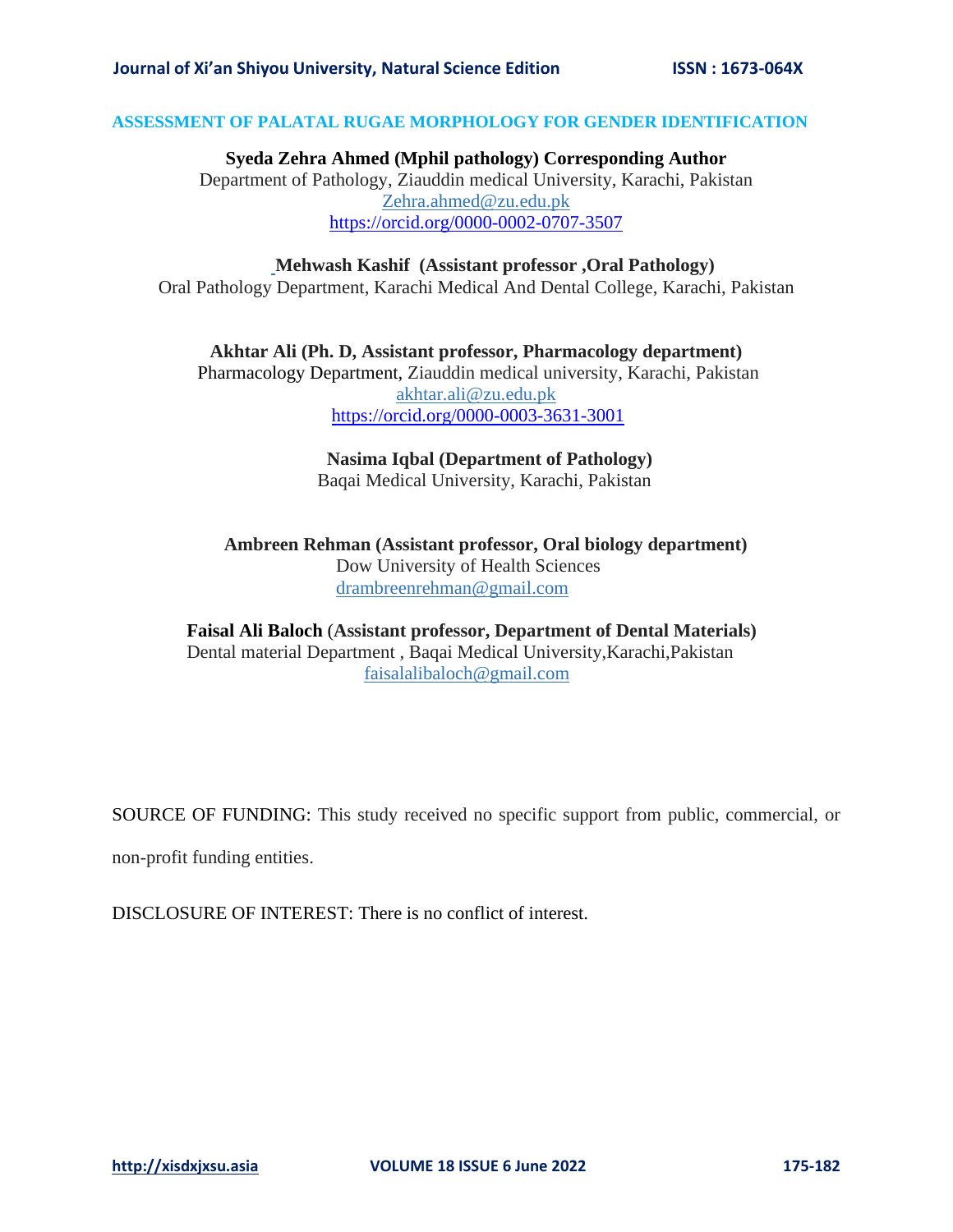# ASSESSMENT OF PALATAL RUGAE MORPHOLOGY FOR GENDER IDENTIFICATION

**Syeda Zehra Ahmed (Mphil pathology) Corresponding Author**
Department of Pathology, Ziauddin medical University, Karachi, Pakistan
Zehra.ahmed@zu.edu.pk
https://orcid.org/0000-0002-0707-3507

**Mehwash Kashif (Assistant professor ,Oral Pathology)**
Oral Pathology Department, Karachi Medical And Dental College, Karachi, Pakistan

**Akhtar Ali (Ph. D, Assistant professor, Pharmacology department)**
Pharmacology Department, Ziauddin medical university, Karachi, Pakistan
akhtar.ali@zu.edu.pk
https://orcid.org/0000-0003-3631-3001

**Nasima Iqbal (Department of Pathology)**
Baqai Medical University, Karachi, Pakistan

**Ambreen Rehman (Assistant professor, Oral biology department)**
Dow University of Health Sciences
drambreenrehman@gmail.com

**Faisal Ali Baloch (Assistant professor, Department of Dental Materials)**
Dental material Department , Baqai Medical University,Karachi,Pakistan
faisalalibaloch@gmail.com

SOURCE OF FUNDING: This study received no specific support from public, commercial, or non-profit funding entities.

DISCLOSURE OF INTEREST: There is no conflict of interest.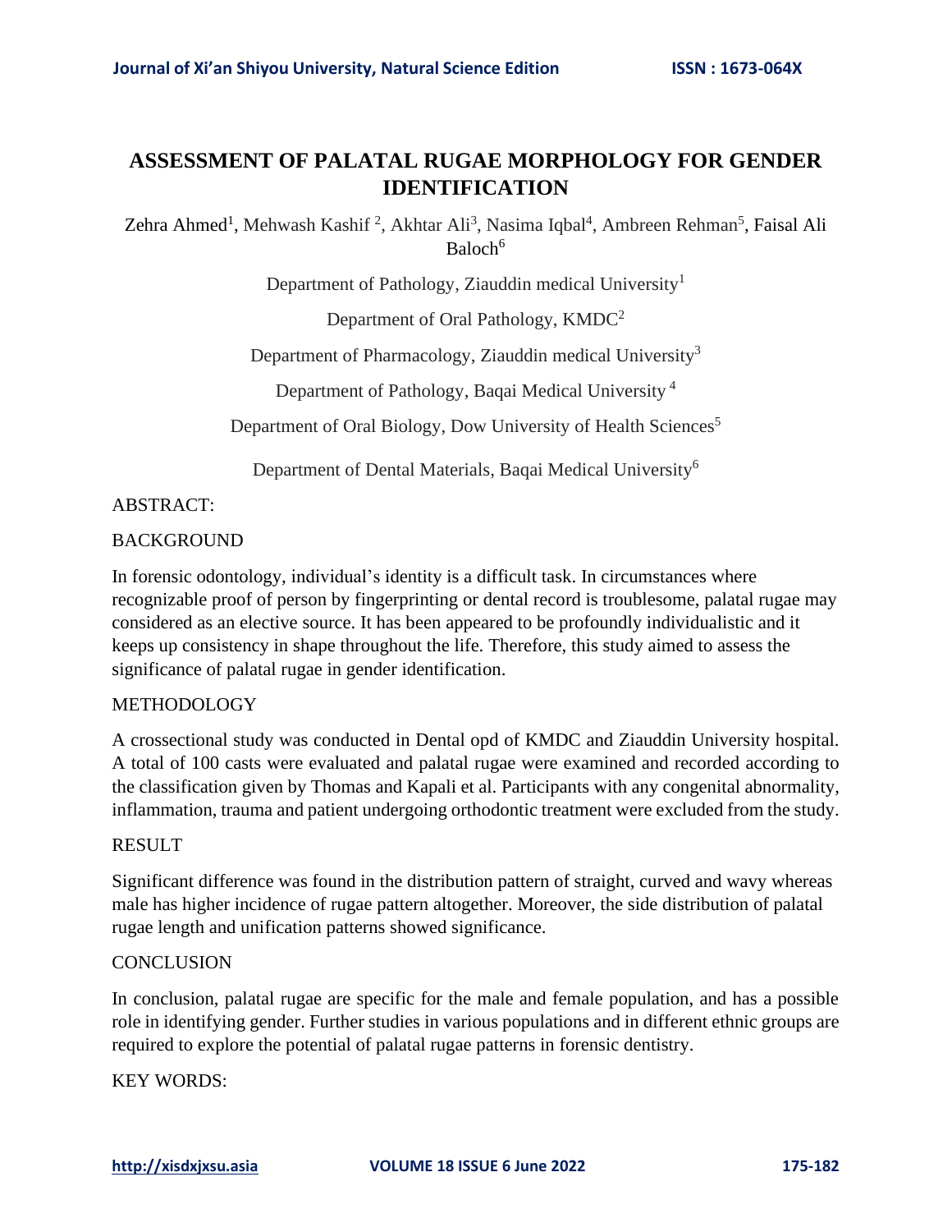# ASSESSMENT OF PALATAL RUGAE MORPHOLOGY FOR GENDER IDENTIFICATION

Zehra Ahmed[1], Mehwash Kashif [2], Akhtar Ali[3], Nasima Iqbal[4], Ambreen Rehman[5], Faisal Ali Baloch[6]

Department of Pathology, Ziauddin medical University[1]

Department of Oral Pathology, KMDC[2]

Department of Pharmacology, Ziauddin medical University[3]

Department of Pathology, Baqai Medical University [4]

Department of Oral Biology, Dow University of Health Sciences[5]

Department of Dental Materials, Baqai Medical University[6]

ABSTRACT:

BACKGROUND

In forensic odontology, individual's identity is a difficult task. In circumstances where recognizable proof of person by fingerprinting or dental record is troublesome, palatal rugae may considered as an elective source. It has been appeared to be profoundly individualistic and it keeps up consistency in shape throughout the life. Therefore, this study aimed to assess the significance of palatal rugae in gender identification.

METHODOLOGY

A crossectional study was conducted in Dental opd of KMDC and Ziauddin University hospital. A total of 100 casts were evaluated and palatal rugae were examined and recorded according to the classification given by Thomas and Kapali et al. Participants with any congenital abnormality, inflammation, trauma and patient undergoing orthodontic treatment were excluded from the study.

RESULT

Significant difference was found in the distribution pattern of straight, curved and wavy whereas male has higher incidence of rugae pattern altogether. Moreover, the side distribution of palatal rugae length and unification patterns showed significance.

CONCLUSION

In conclusion, palatal rugae are specific for the male and female population, and has a possible role in identifying gender. Further studies in various populations and in different ethnic groups are required to explore the potential of palatal rugae patterns in forensic dentistry.

KEY WORDS: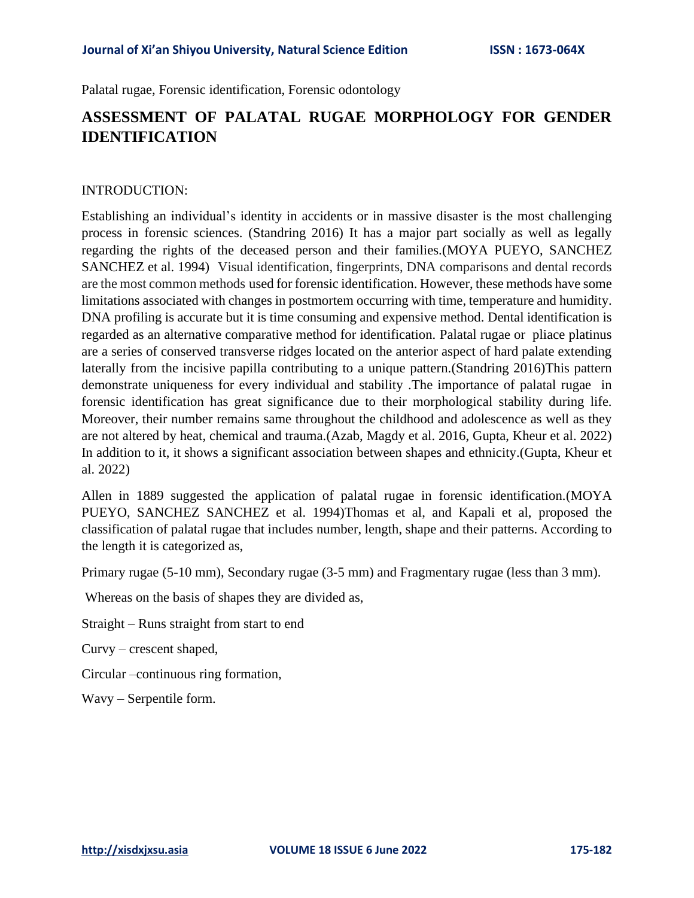Palatal rugae, Forensic identification, Forensic odontology

# ASSESSMENT OF PALATAL RUGAE MORPHOLOGY FOR GENDER IDENTIFICATION

INTRODUCTION:

Establishing an individual's identity in accidents or in massive disaster is the most challenging process in forensic sciences. (Standring 2016) It has a major part socially as well as legally regarding the rights of the deceased person and their families.(MOYA PUEYO, SANCHEZ SANCHEZ et al. 1994) Visual identification, fingerprints, DNA comparisons and dental records are the most common methods used for forensic identification. However, these methods have some limitations associated with changes in postmortem occurring with time, temperature and humidity. DNA profiling is accurate but it is time consuming and expensive method. Dental identification is regarded as an alternative comparative method for identification. Palatal rugae or pliace platinus are a series of conserved transverse ridges located on the anterior aspect of hard palate extending laterally from the incisive papilla contributing to a unique pattern.(Standring 2016)This pattern demonstrate uniqueness for every individual and stability .The importance of palatal rugae in forensic identification has great significance due to their morphological stability during life. Moreover, their number remains same throughout the childhood and adolescence as well as they are not altered by heat, chemical and trauma.(Azab, Magdy et al. 2016, Gupta, Kheur et al. 2022) In addition to it, it shows a significant association between shapes and ethnicity.(Gupta, Kheur et al. 2022)

Allen in 1889 suggested the application of palatal rugae in forensic identification.(MOYA PUEYO, SANCHEZ SANCHEZ et al. 1994)Thomas et al, and Kapali et al, proposed the classification of palatal rugae that includes number, length, shape and their patterns. According to the length it is categorized as,

Primary rugae (5-10 mm), Secondary rugae (3-5 mm) and Fragmentary rugae (less than 3 mm).

Whereas on the basis of shapes they are divided as,

Straight – Runs straight from start to end

Curvy – crescent shaped,

Circular –continuous ring formation,

Wavy – Serpentile form.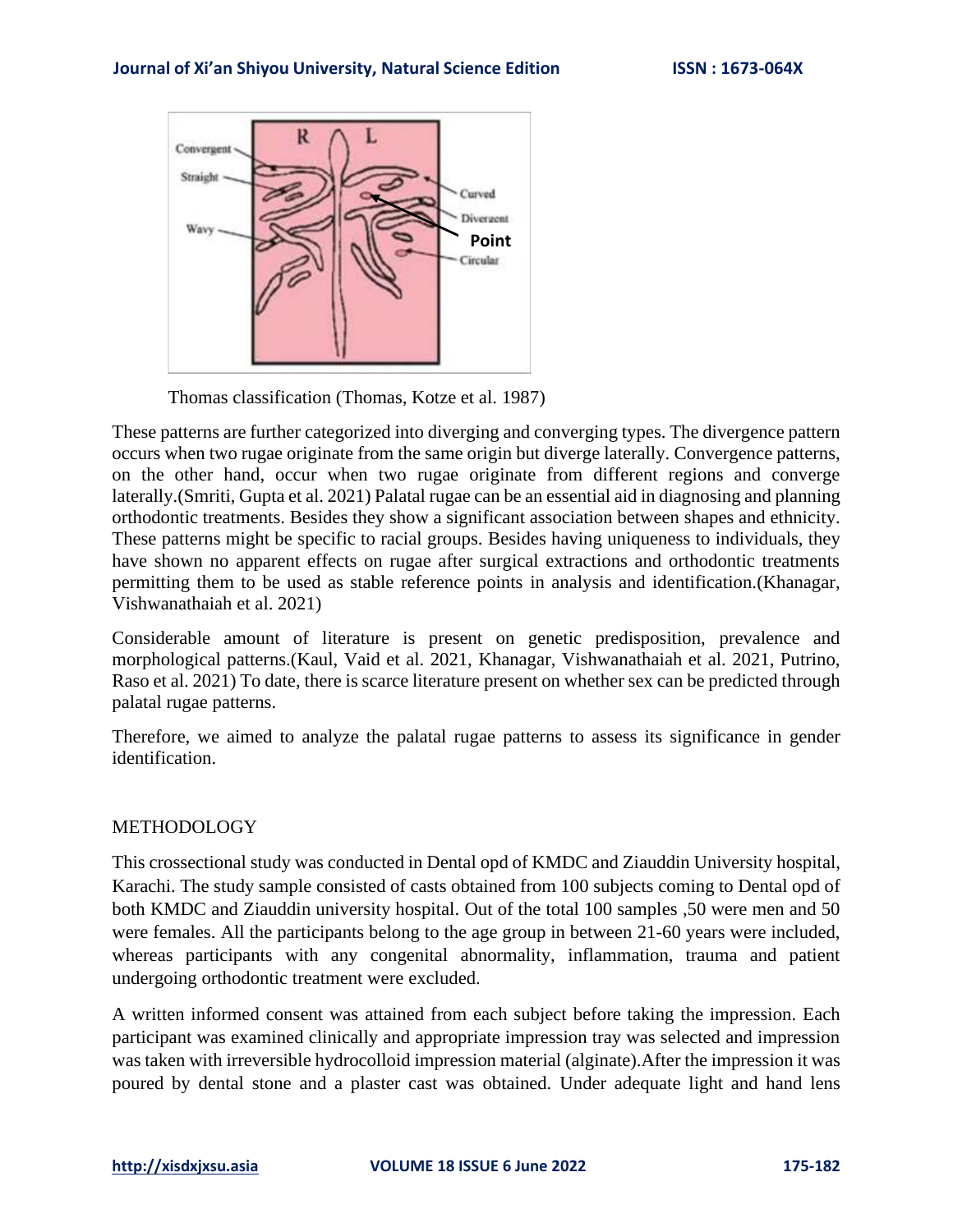Thomas classification (Thomas, Kotze et al. 1987)

These patterns are further categorized into diverging and converging types. The divergence pattern occurs when two rugae originate from the same origin but diverge laterally. Convergence patterns, on the other hand, occur when two rugae originate from different regions and converge laterally.(Smriti, Gupta et al. 2021) Palatal rugae can be an essential aid in diagnosing and planning orthodontic treatments. Besides they show a significant association between shapes and ethnicity. These patterns might be specific to racial groups. Besides having uniqueness to individuals, they have shown no apparent effects on rugae after surgical extractions and orthodontic treatments permitting them to be used as stable reference points in analysis and identification.(Khanagar, Vishwanathaiah et al. 2021)

Considerable amount of literature is present on genetic predisposition, prevalence and morphological patterns.(Kaul, Vaid et al. 2021, Khanagar, Vishwanathaiah et al. 2021, Putrino, Raso et al. 2021) To date, there is scarce literature present on whether sex can be predicted through palatal rugae patterns.

Therefore, we aimed to analyze the palatal rugae patterns to assess its significance in gender identification.

## METHODOLOGY

This crossectional study was conducted in Dental opd of KMDC and Ziauddin University hospital, Karachi. The study sample consisted of casts obtained from 100 subjects coming to Dental opd of both KMDC and Ziauddin university hospital. Out of the total 100 samples ,50 were men and 50 were females. All the participants belong to the age group in between 21-60 years were included, whereas participants with any congenital abnormality, inflammation, trauma and patient undergoing orthodontic treatment were excluded.

A written informed consent was attained from each subject before taking the impression. Each participant was examined clinically and appropriate impression tray was selected and impression was taken with irreversible hydrocolloid impression material (alginate).After the impression it was poured by dental stone and a plaster cast was obtained. Under adequate light and hand lens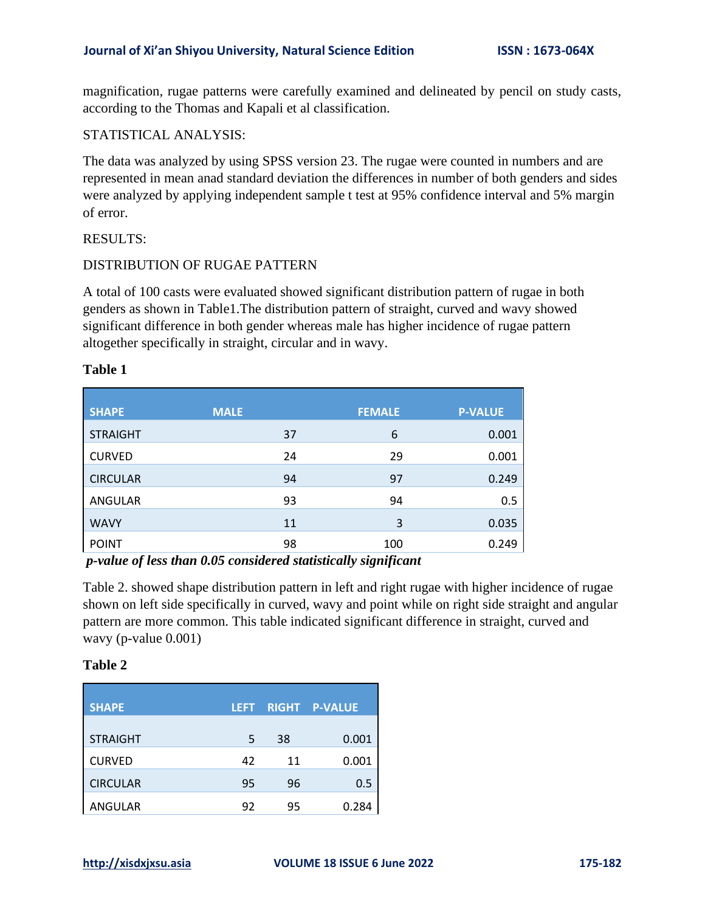magnification, rugae patterns were carefully examined and delineated by pencil on study casts, according to the Thomas and Kapali et al classification.

STATISTICAL ANALYSIS:

The data was analyzed by using SPSS version 23. The rugae were counted in numbers and are represented in mean anad standard deviation the differences in number of both genders and sides were analyzed by applying independent sample t test at 95% confidence interval and 5% margin of error.

RESULTS:

DISTRIBUTION OF RUGAE PATTERN

A total of 100 casts were evaluated showed significant distribution pattern of rugae in both genders as shown in Table1.The distribution pattern of straight, curved and wavy showed significant difference in both gender whereas male has higher incidence of rugae pattern altogether specifically in straight, circular and in wavy.

**Table 1**

| SHAPE | MALE | FEMALE | P-VALUE |
|---|---|---|---|
| STRAIGHT | 37 | 6 | 0.001 |
| CURVED | 24 | 29 | 0.001 |
| CIRCULAR | 94 | 97 | 0.249 |
| ANGULAR | 93 | 94 | 0.5 |
| WAVY | 11 | 3 | 0.035 |
| POINT | 98 | 100 | 0.249 |

***p-value of less than 0.05 considered statistically significant***

Table 2. showed shape distribution pattern in left and right rugae with higher incidence of rugae shown on left side specifically in curved, wavy and point while on right side straight and angular pattern are more common. This table indicated significant difference in straight, curved and wavy (p-value 0.001)

**Table 2**

| SHAPE | LEFT | RIGHT | P-VALUE |
|---|---|---|---|
| STRAIGHT | 5 | 38 | 0.001 |
| CURVED | 42 | 11 | 0.001 |
| CIRCULAR | 95 | 96 | 0.5 |
| ANGULAR | 92 | 95 | 0.284 |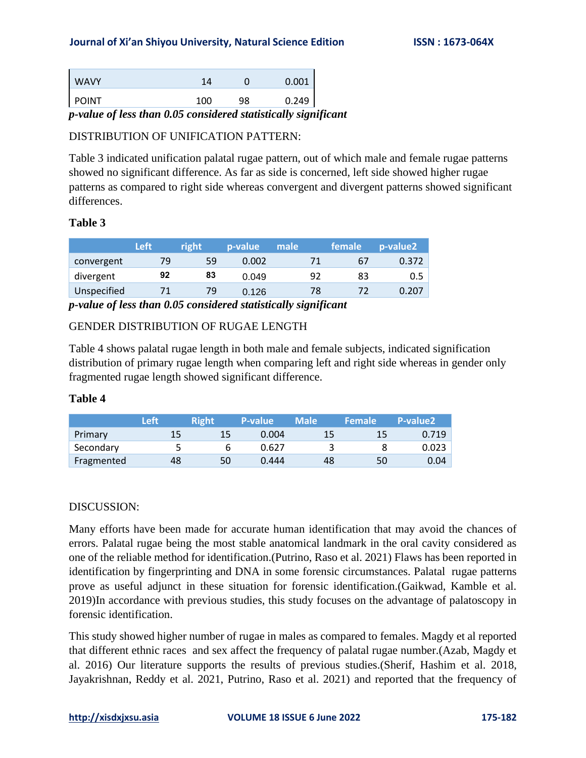| WAVY | 14 | 0 | 0.001 |
|---|---|---|---|
| POINT | 100 | 98 | 0.249 |

***p-value of less than 0.05 considered statistically significant***

DISTRIBUTION OF UNIFICATION PATTERN:

Table 3 indicated unification palatal rugae pattern, out of which male and female rugae patterns showed no significant difference. As far as side is concerned, left side showed higher rugae patterns as compared to right side whereas convergent and divergent patterns showed significant differences.

**Table 3**

| | Left | right | p-value | male | female | p-value2 |
|---|---|---|---|---|---|---|
| convergent | 79 | 59 | 0.002 | 71 | 67 | 0.372 |
| divergent | **92** | **83** | 0.049 | 92 | 83 | 0.5 |
| Unspecified | 71 | 79 | 0.126 | 78 | 72 | 0.207 |

***p-value of less than 0.05 considered statistically significant***

GENDER DISTRIBUTION OF RUGAE LENGTH

Table 4 shows palatal rugae length in both male and female subjects, indicated signification distribution of primary rugae length when comparing left and right side whereas in gender only fragmented rugae length showed significant difference.

**Table 4**

| | Left | Right | P-value | Male | Female | P-value2 |
|---|---|---|---|---|---|---|
| Primary | 15 | 15 | 0.004 | 15 | 15 | 0.719 |
| Secondary | 5 | 6 | 0.627 | 3 | 8 | 0.023 |
| Fragmented | 48 | 50 | 0.444 | 48 | 50 | 0.04 |

DISCUSSION:

Many efforts have been made for accurate human identification that may avoid the chances of errors. Palatal rugae being the most stable anatomical landmark in the oral cavity considered as one of the reliable method for identification.(Putrino, Raso et al. 2021) Flaws has been reported in identification by fingerprinting and DNA in some forensic circumstances. Palatal rugae patterns prove as useful adjunct in these situation for forensic identification.(Gaikwad, Kamble et al. 2019)In accordance with previous studies, this study focuses on the advantage of palatoscopy in forensic identification.

This study showed higher number of rugae in males as compared to females. Magdy et al reported that different ethnic races and sex affect the frequency of palatal rugae number.(Azab, Magdy et al. 2016) Our literature supports the results of previous studies.(Sherif, Hashim et al. 2018, Jayakrishnan, Reddy et al. 2021, Putrino, Raso et al. 2021) and reported that the frequency of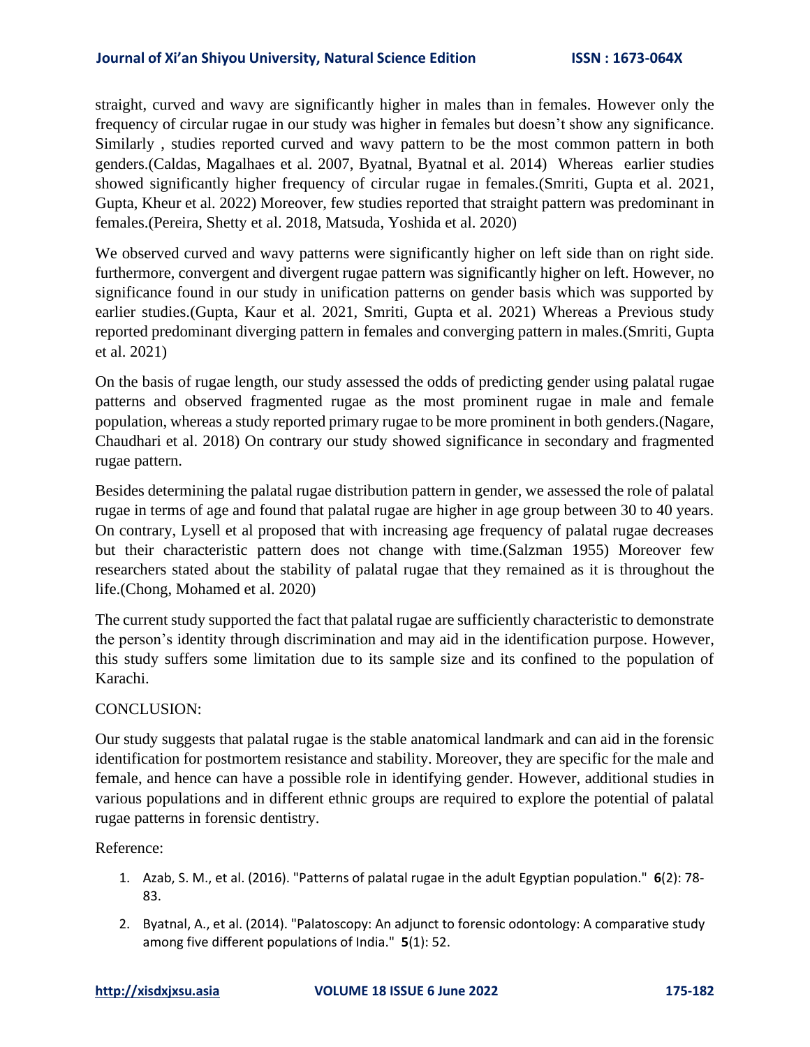straight, curved and wavy are significantly higher in males than in females. However only the frequency of circular rugae in our study was higher in females but doesn't show any significance. Similarly , studies reported curved and wavy pattern to be the most common pattern in both genders.(Caldas, Magalhaes et al. 2007, Byatnal, Byatnal et al. 2014) Whereas earlier studies showed significantly higher frequency of circular rugae in females.(Smriti, Gupta et al. 2021, Gupta, Kheur et al. 2022) Moreover, few studies reported that straight pattern was predominant in females.(Pereira, Shetty et al. 2018, Matsuda, Yoshida et al. 2020)

We observed curved and wavy patterns were significantly higher on left side than on right side. furthermore, convergent and divergent rugae pattern was significantly higher on left. However, no significance found in our study in unification patterns on gender basis which was supported by earlier studies.(Gupta, Kaur et al. 2021, Smriti, Gupta et al. 2021) Whereas a Previous study reported predominant diverging pattern in females and converging pattern in males.(Smriti, Gupta et al. 2021)

On the basis of rugae length, our study assessed the odds of predicting gender using palatal rugae patterns and observed fragmented rugae as the most prominent rugae in male and female population, whereas a study reported primary rugae to be more prominent in both genders.(Nagare, Chaudhari et al. 2018) On contrary our study showed significance in secondary and fragmented rugae pattern.

Besides determining the palatal rugae distribution pattern in gender, we assessed the role of palatal rugae in terms of age and found that palatal rugae are higher in age group between 30 to 40 years. On contrary, Lysell et al proposed that with increasing age frequency of palatal rugae decreases but their characteristic pattern does not change with time.(Salzman 1955) Moreover few researchers stated about the stability of palatal rugae that they remained as it is throughout the life.(Chong, Mohamed et al. 2020)

The current study supported the fact that palatal rugae are sufficiently characteristic to demonstrate the person's identity through discrimination and may aid in the identification purpose. However, this study suffers some limitation due to its sample size and its confined to the population of Karachi.

## CONCLUSION:

Our study suggests that palatal rugae is the stable anatomical landmark and can aid in the forensic identification for postmortem resistance and stability. Moreover, they are specific for the male and female, and hence can have a possible role in identifying gender. However, additional studies in various populations and in different ethnic groups are required to explore the potential of palatal rugae patterns in forensic dentistry.

## Reference:

1. Azab, S. M., et al. (2016). "Patterns of palatal rugae in the adult Egyptian population." **6**(2): 78-83.
2. Byatnal, A., et al. (2014). "Palatoscopy: An adjunct to forensic odontology: A comparative study among five different populations of India." **5**(1): 52.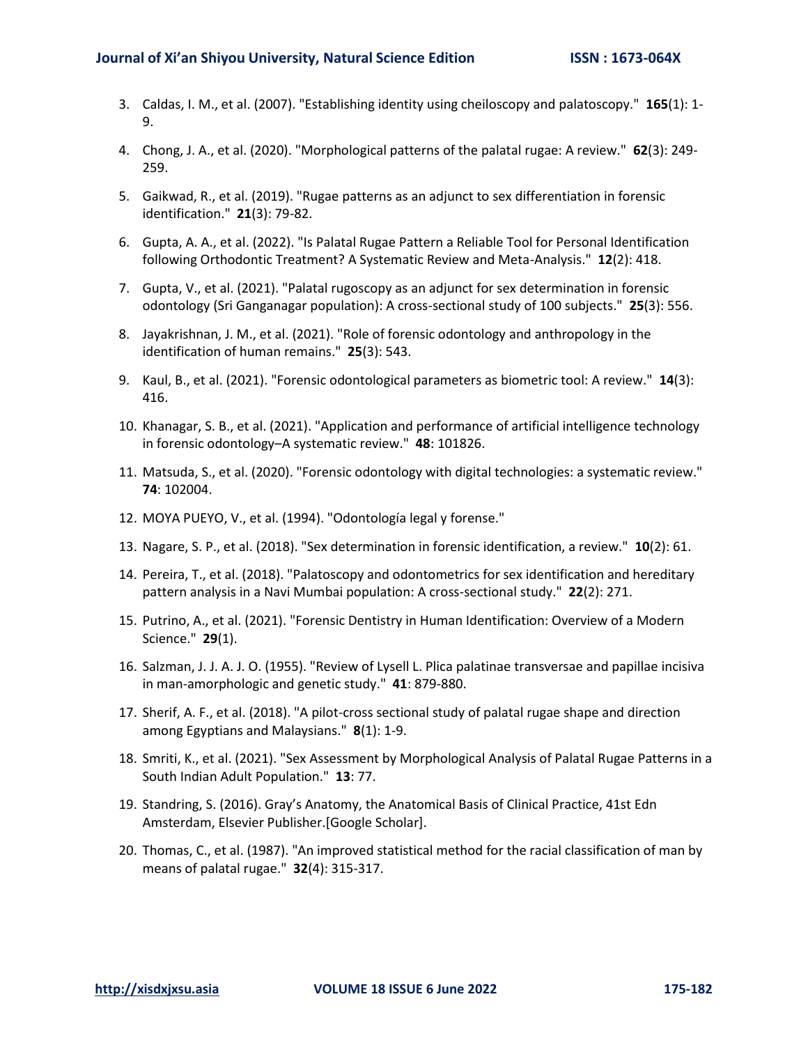3. Caldas, I. M., et al. (2007). "Establishing identity using cheiloscopy and palatoscopy." **165**(1): 1-9.
4. Chong, J. A., et al. (2020). "Morphological patterns of the palatal rugae: A review." **62**(3): 249-259.
5. Gaikwad, R., et al. (2019). "Rugae patterns as an adjunct to sex differentiation in forensic identification." **21**(3): 79-82.
6. Gupta, A. A., et al. (2022). "Is Palatal Rugae Pattern a Reliable Tool for Personal Identification following Orthodontic Treatment? A Systematic Review and Meta-Analysis." **12**(2): 418.
7. Gupta, V., et al. (2021). "Palatal rugoscopy as an adjunct for sex determination in forensic odontology (Sri Ganganagar population): A cross-sectional study of 100 subjects." **25**(3): 556.
8. Jayakrishnan, J. M., et al. (2021). "Role of forensic odontology and anthropology in the identification of human remains." **25**(3): 543.
9. Kaul, B., et al. (2021). "Forensic odontological parameters as biometric tool: A review." **14**(3): 416.
10. Khanagar, S. B., et al. (2021). "Application and performance of artificial intelligence technology in forensic odontology–A systematic review." **48**: 101826.
11. Matsuda, S., et al. (2020). "Forensic odontology with digital technologies: a systematic review." **74**: 102004.
12. MOYA PUEYO, V., et al. (1994). "Odontología legal y forense."
13. Nagare, S. P., et al. (2018). "Sex determination in forensic identification, a review." **10**(2): 61.
14. Pereira, T., et al. (2018). "Palatoscopy and odontometrics for sex identification and hereditary pattern analysis in a Navi Mumbai population: A cross-sectional study." **22**(2): 271.
15. Putrino, A., et al. (2021). "Forensic Dentistry in Human Identification: Overview of a Modern Science." **29**(1).
16. Salzman, J. J. A. J. O. (1955). "Review of Lysell L. Plica palatinae transversae and papillae incisiva in man-amorphologic and genetic study." **41**: 879-880.
17. Sherif, A. F., et al. (2018). "A pilot-cross sectional study of palatal rugae shape and direction among Egyptians and Malaysians." **8**(1): 1-9.
18. Smriti, K., et al. (2021). "Sex Assessment by Morphological Analysis of Palatal Rugae Patterns in a South Indian Adult Population." **13**: 77.
19. Standring, S. (2016). Gray's Anatomy, the Anatomical Basis of Clinical Practice, 41st Edn Amsterdam, Elsevier Publisher.[Google Scholar].
20. Thomas, C., et al. (1987). "An improved statistical method for the racial classification of man by means of palatal rugae." **32**(4): 315-317.